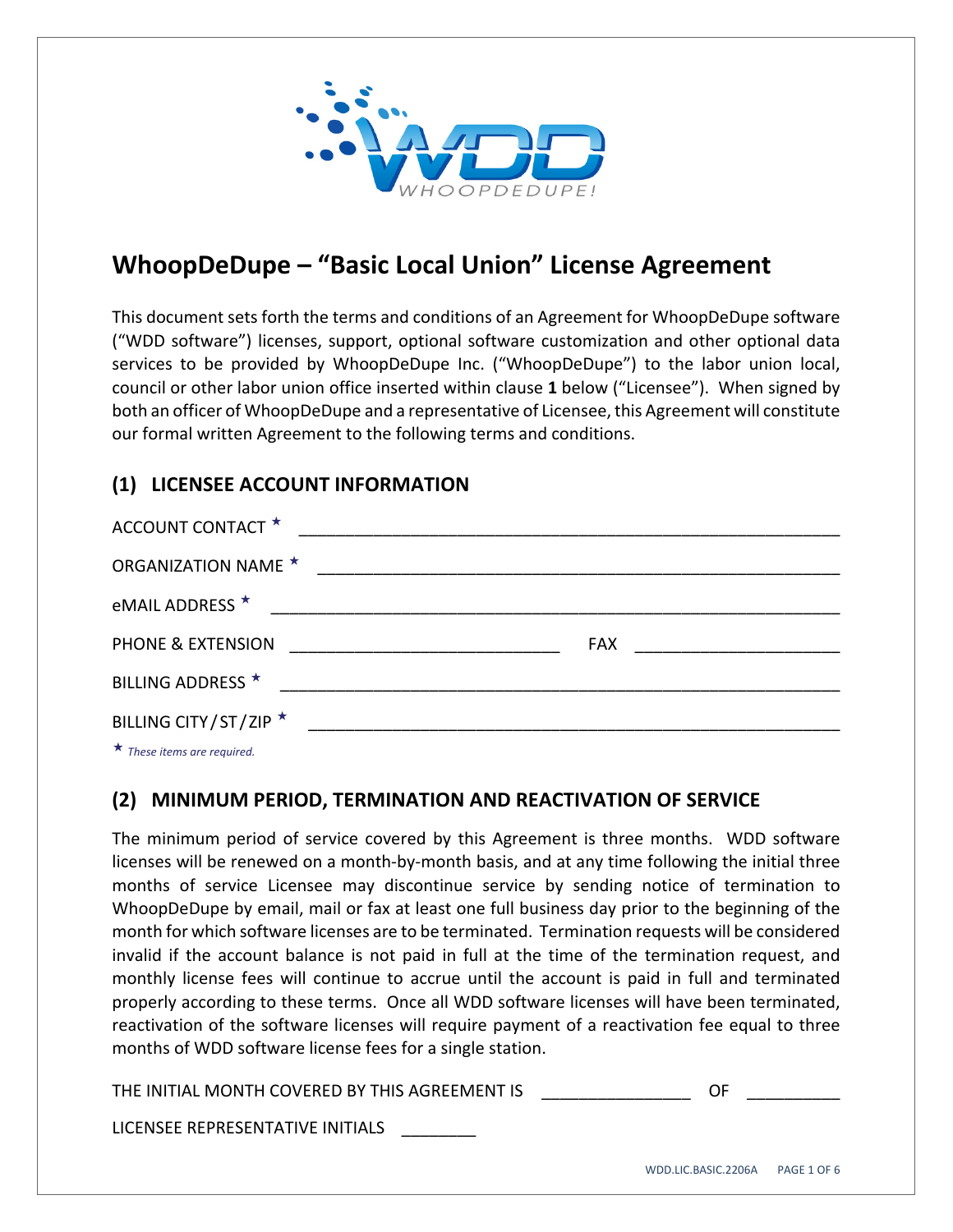# WhoopDeDupe – "Basic Local Union" License Agreement

This document sets forth the terms and conditions of an Agreement for WhoopDeDupe software ("WDD software") licenses, support, optional software customization and other optional data services to be provided by WhoopDeDupe Inc. ("WhoopDeDupe") to the labor union local, council or other labor union office inserted within clause **1** below ("Licensee"). When signed by both an officer of WhoopDeDupe and a representative of Licensee, this Agreement will constitute our formal written Agreement to the following terms and conditions.

## (1) LICENSEE ACCOUNT INFORMATION

ACCOUNT CONTACT ★ ____________________________________________________________

ORGANIZATION NAME ★ ____________________________________________________________

eMAIL ADDRESS ★ ____________________________________________________________

PHONE & EXTENSION ______________________________ FAX ______________________

BILLING ADDRESS ★ ____________________________________________________________

BILLING CITY/ST/ZIP ★ ____________________________________________________________

★ *These items are required.*

## (2) MINIMUM PERIOD, TERMINATION AND REACTIVATION OF SERVICE

The minimum period of service covered by this Agreement is three months. WDD software licenses will be renewed on a month-by-month basis, and at any time following the initial three months of service Licensee may discontinue service by sending notice of termination to WhoopDeDupe by email, mail or fax at least one full business day prior to the beginning of the month for which software licenses are to be terminated. Termination requests will be considered invalid if the account balance is not paid in full at the time of the termination request, and monthly license fees will continue to accrue until the account is paid in full and terminated properly according to these terms. Once all WDD software licenses will have been terminated, reactivation of the software licenses will require payment of a reactivation fee equal to three months of WDD software license fees for a single station.

THE INITIAL MONTH COVERED BY THIS AGREEMENT IS ________________ OF __________

LICENSEE REPRESENTATIVE INITIALS ________

WDD.LIC.BASIC.2206A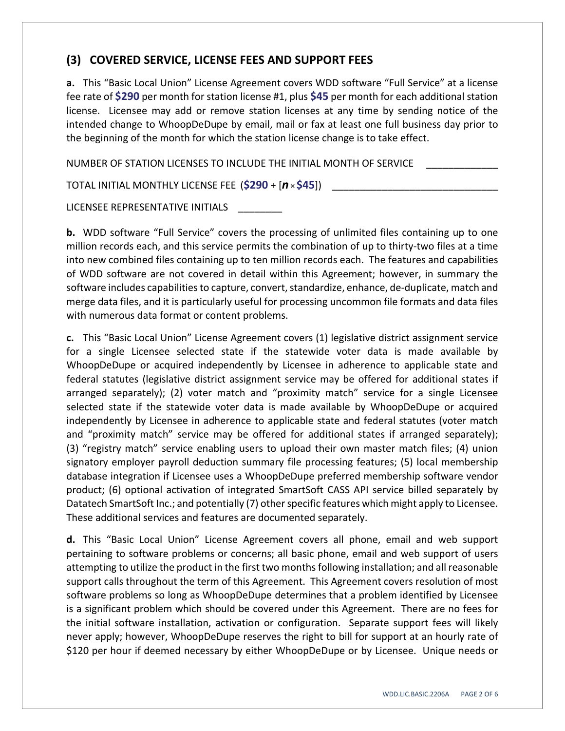## (3) COVERED SERVICE, LICENSE FEES AND SUPPORT FEES

**a.** This "Basic Local Union" License Agreement covers WDD software "Full Service" at a license fee rate of **$290** per month for station license #1, plus **$45** per month for each additional station license. Licensee may add or remove station licenses at any time by sending notice of the intended change to WhoopDeDupe by email, mail or fax at least one full business day prior to the beginning of the month for which the station license change is to take effect.

NUMBER OF STATION LICENSES TO INCLUDE THE INITIAL MONTH OF SERVICE _____________

TOTAL INITIAL MONTHLY LICENSE FEE (**$290** + [***n*** × **$45**]) ______________________________

LICENSEE REPRESENTATIVE INITIALS ________

**b.** WDD software "Full Service" covers the processing of unlimited files containing up to one million records each, and this service permits the combination of up to thirty-two files at a time into new combined files containing up to ten million records each. The features and capabilities of WDD software are not covered in detail within this Agreement; however, in summary the software includes capabilities to capture, convert, standardize, enhance, de-duplicate, match and merge data files, and it is particularly useful for processing uncommon file formats and data files with numerous data format or content problems.

**c.** This "Basic Local Union" License Agreement covers (1) legislative district assignment service for a single Licensee selected state if the statewide voter data is made available by WhoopDeDupe or acquired independently by Licensee in adherence to applicable state and federal statutes (legislative district assignment service may be offered for additional states if arranged separately); (2) voter match and "proximity match" service for a single Licensee selected state if the statewide voter data is made available by WhoopDeDupe or acquired independently by Licensee in adherence to applicable state and federal statutes (voter match and "proximity match" service may be offered for additional states if arranged separately); (3) "registry match" service enabling users to upload their own master match files; (4) union signatory employer payroll deduction summary file processing features; (5) local membership database integration if Licensee uses a WhoopDeDupe preferred membership software vendor product; (6) optional activation of integrated SmartSoft CASS API service billed separately by Datatech SmartSoft Inc.; and potentially (7) other specific features which might apply to Licensee. These additional services and features are documented separately.

**d.** This "Basic Local Union" License Agreement covers all phone, email and web support pertaining to software problems or concerns; all basic phone, email and web support of users attempting to utilize the product in the first two months following installation; and all reasonable support calls throughout the term of this Agreement. This Agreement covers resolution of most software problems so long as WhoopDeDupe determines that a problem identified by Licensee is a significant problem which should be covered under this Agreement. There are no fees for the initial software installation, activation or configuration. Separate support fees will likely never apply; however, WhoopDeDupe reserves the right to bill for support at an hourly rate of $120 per hour if deemed necessary by either WhoopDeDupe or by Licensee. Unique needs or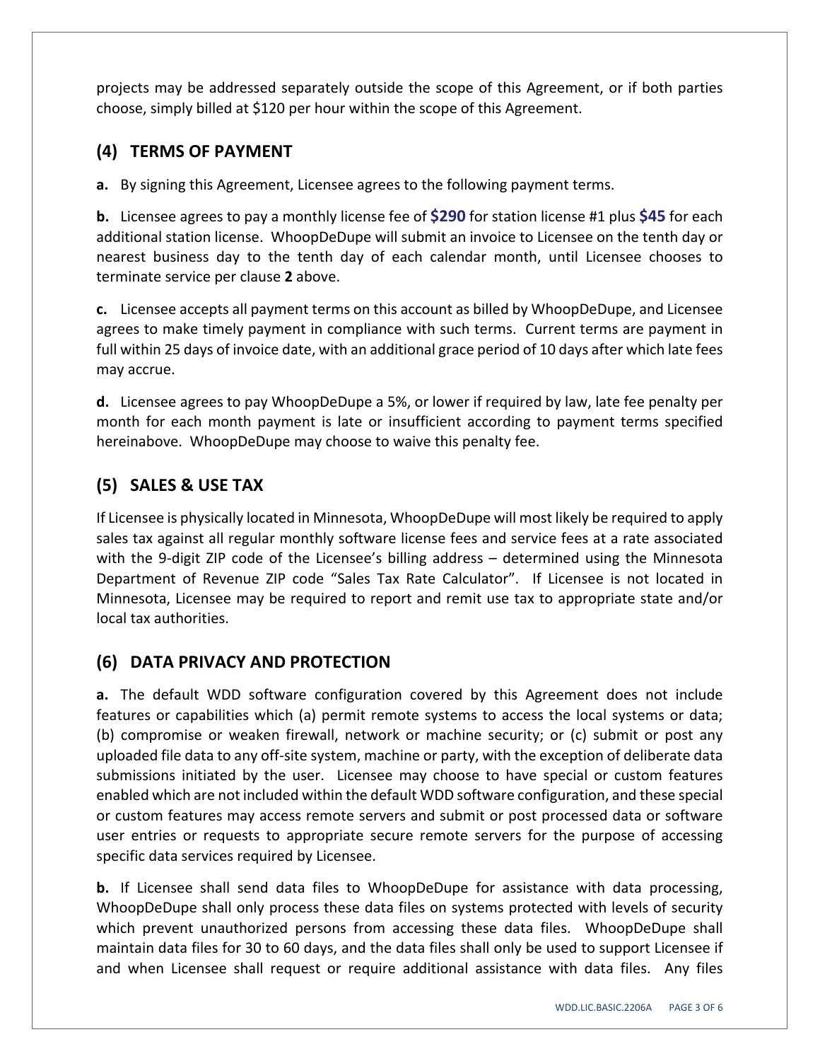projects may be addressed separately outside the scope of this Agreement, or if both parties choose, simply billed at $120 per hour within the scope of this Agreement.

## (4) TERMS OF PAYMENT

**a.** By signing this Agreement, Licensee agrees to the following payment terms.

**b.** Licensee agrees to pay a monthly license fee of **$290** for station license #1 plus **$45** for each additional station license. WhoopDeDupe will submit an invoice to Licensee on the tenth day or nearest business day to the tenth day of each calendar month, until Licensee chooses to terminate service per clause **2** above.

**c.** Licensee accepts all payment terms on this account as billed by WhoopDeDupe, and Licensee agrees to make timely payment in compliance with such terms. Current terms are payment in full within 25 days of invoice date, with an additional grace period of 10 days after which late fees may accrue.

**d.** Licensee agrees to pay WhoopDeDupe a 5%, or lower if required by law, late fee penalty per month for each month payment is late or insufficient according to payment terms specified hereinabove. WhoopDeDupe may choose to waive this penalty fee.

## (5) SALES & USE TAX

If Licensee is physically located in Minnesota, WhoopDeDupe will most likely be required to apply sales tax against all regular monthly software license fees and service fees at a rate associated with the 9-digit ZIP code of the Licensee's billing address – determined using the Minnesota Department of Revenue ZIP code "Sales Tax Rate Calculator". If Licensee is not located in Minnesota, Licensee may be required to report and remit use tax to appropriate state and/or local tax authorities.

## (6) DATA PRIVACY AND PROTECTION

**a.** The default WDD software configuration covered by this Agreement does not include features or capabilities which (a) permit remote systems to access the local systems or data; (b) compromise or weaken firewall, network or machine security; or (c) submit or post any uploaded file data to any off-site system, machine or party, with the exception of deliberate data submissions initiated by the user. Licensee may choose to have special or custom features enabled which are not included within the default WDD software configuration, and these special or custom features may access remote servers and submit or post processed data or software user entries or requests to appropriate secure remote servers for the purpose of accessing specific data services required by Licensee.

**b.** If Licensee shall send data files to WhoopDeDupe for assistance with data processing, WhoopDeDupe shall only process these data files on systems protected with levels of security which prevent unauthorized persons from accessing these data files. WhoopDeDupe shall maintain data files for 30 to 60 days, and the data files shall only be used to support Licensee if and when Licensee shall request or require additional assistance with data files. Any files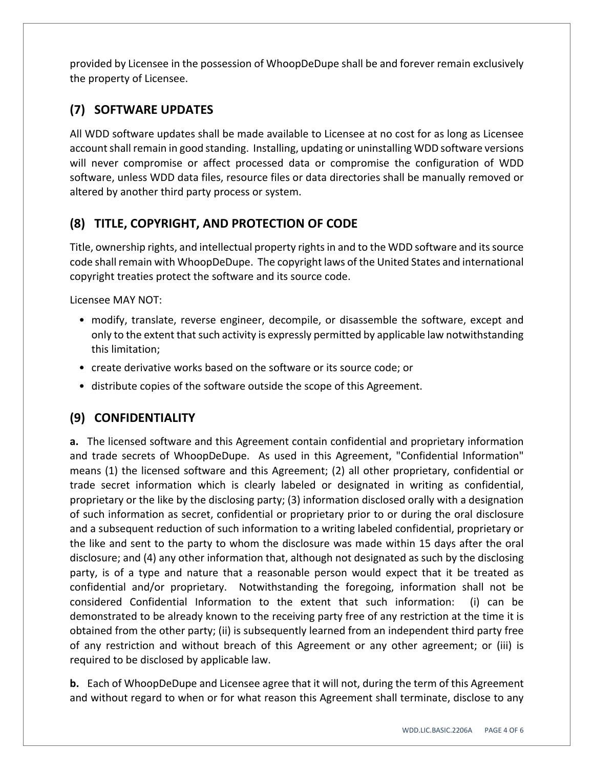provided by Licensee in the possession of WhoopDeDupe shall be and forever remain exclusively the property of Licensee.

## (7) SOFTWARE UPDATES

All WDD software updates shall be made available to Licensee at no cost for as long as Licensee account shall remain in good standing. Installing, updating or uninstalling WDD software versions will never compromise or affect processed data or compromise the configuration of WDD software, unless WDD data files, resource files or data directories shall be manually removed or altered by another third party process or system.

## (8) TITLE, COPYRIGHT, AND PROTECTION OF CODE

Title, ownership rights, and intellectual property rights in and to the WDD software and its source code shall remain with WhoopDeDupe. The copyright laws of the United States and international copyright treaties protect the software and its source code.

Licensee MAY NOT:

- modify, translate, reverse engineer, decompile, or disassemble the software, except and only to the extent that such activity is expressly permitted by applicable law notwithstanding this limitation;
- create derivative works based on the software or its source code; or
- distribute copies of the software outside the scope of this Agreement.

## (9) CONFIDENTIALITY

**a.** The licensed software and this Agreement contain confidential and proprietary information and trade secrets of WhoopDeDupe. As used in this Agreement, "Confidential Information" means (1) the licensed software and this Agreement; (2) all other proprietary, confidential or trade secret information which is clearly labeled or designated in writing as confidential, proprietary or the like by the disclosing party; (3) information disclosed orally with a designation of such information as secret, confidential or proprietary prior to or during the oral disclosure and a subsequent reduction of such information to a writing labeled confidential, proprietary or the like and sent to the party to whom the disclosure was made within 15 days after the oral disclosure; and (4) any other information that, although not designated as such by the disclosing party, is of a type and nature that a reasonable person would expect that it be treated as confidential and/or proprietary. Notwithstanding the foregoing, information shall not be considered Confidential Information to the extent that such information: (i) can be demonstrated to be already known to the receiving party free of any restriction at the time it is obtained from the other party; (ii) is subsequently learned from an independent third party free of any restriction and without breach of this Agreement or any other agreement; or (iii) is required to be disclosed by applicable law.

**b.** Each of WhoopDeDupe and Licensee agree that it will not, during the term of this Agreement and without regard to when or for what reason this Agreement shall terminate, disclose to any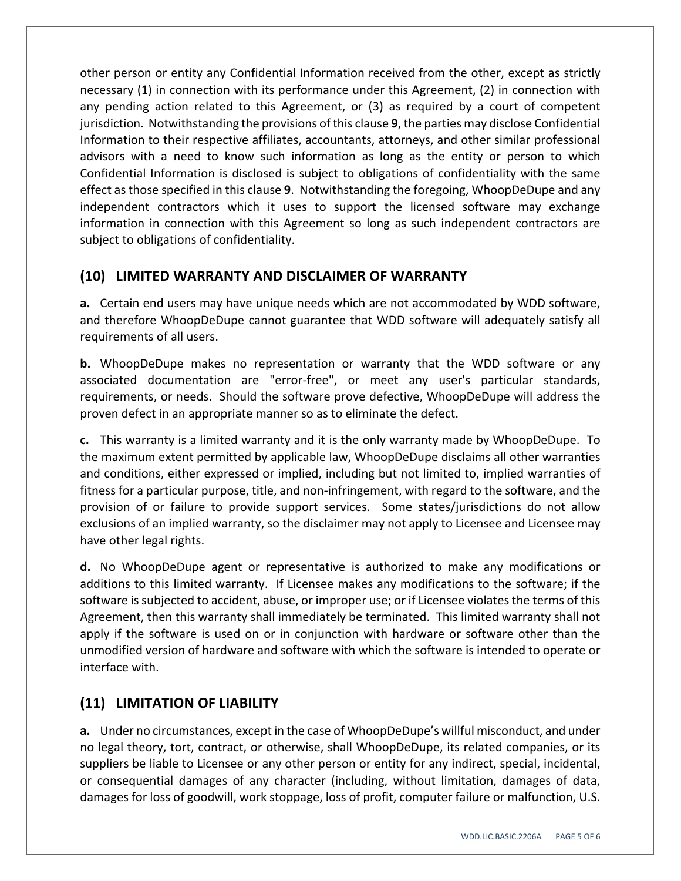other person or entity any Confidential Information received from the other, except as strictly necessary (1) in connection with its performance under this Agreement, (2) in connection with any pending action related to this Agreement, or (3) as required by a court of competent jurisdiction. Notwithstanding the provisions of this clause **9**, the parties may disclose Confidential Information to their respective affiliates, accountants, attorneys, and other similar professional advisors with a need to know such information as long as the entity or person to which Confidential Information is disclosed is subject to obligations of confidentiality with the same effect as those specified in this clause **9**. Notwithstanding the foregoing, WhoopDeDupe and any independent contractors which it uses to support the licensed software may exchange information in connection with this Agreement so long as such independent contractors are subject to obligations of confidentiality.

## (10) LIMITED WARRANTY AND DISCLAIMER OF WARRANTY

**a.** Certain end users may have unique needs which are not accommodated by WDD software, and therefore WhoopDeDupe cannot guarantee that WDD software will adequately satisfy all requirements of all users.

**b.** WhoopDeDupe makes no representation or warranty that the WDD software or any associated documentation are "error-free", or meet any user's particular standards, requirements, or needs. Should the software prove defective, WhoopDeDupe will address the proven defect in an appropriate manner so as to eliminate the defect.

**c.** This warranty is a limited warranty and it is the only warranty made by WhoopDeDupe. To the maximum extent permitted by applicable law, WhoopDeDupe disclaims all other warranties and conditions, either expressed or implied, including but not limited to, implied warranties of fitness for a particular purpose, title, and non-infringement, with regard to the software, and the provision of or failure to provide support services. Some states/jurisdictions do not allow exclusions of an implied warranty, so the disclaimer may not apply to Licensee and Licensee may have other legal rights.

**d.** No WhoopDeDupe agent or representative is authorized to make any modifications or additions to this limited warranty. If Licensee makes any modifications to the software; if the software is subjected to accident, abuse, or improper use; or if Licensee violates the terms of this Agreement, then this warranty shall immediately be terminated. This limited warranty shall not apply if the software is used on or in conjunction with hardware or software other than the unmodified version of hardware and software with which the software is intended to operate or interface with.

## (11) LIMITATION OF LIABILITY

**a.** Under no circumstances, except in the case of WhoopDeDupe's willful misconduct, and under no legal theory, tort, contract, or otherwise, shall WhoopDeDupe, its related companies, or its suppliers be liable to Licensee or any other person or entity for any indirect, special, incidental, or consequential damages of any character (including, without limitation, damages of data, damages for loss of goodwill, work stoppage, loss of profit, computer failure or malfunction, U.S.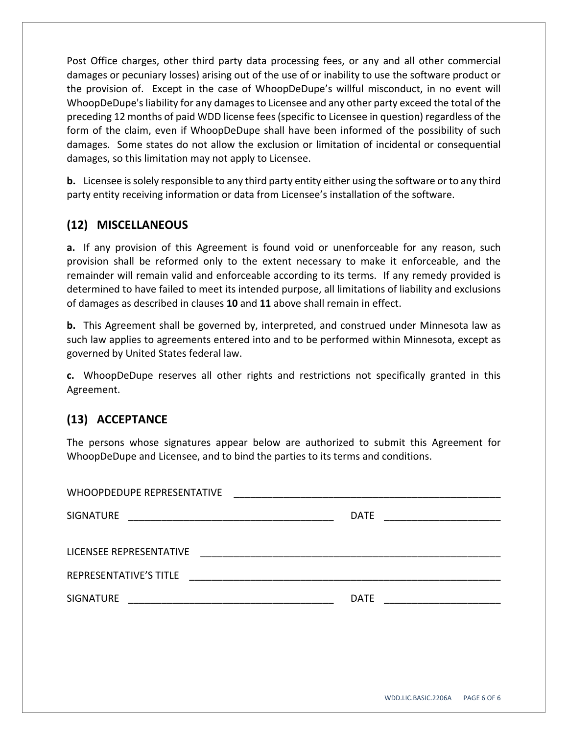Post Office charges, other third party data processing fees, or any and all other commercial damages or pecuniary losses) arising out of the use of or inability to use the software product or the provision of. Except in the case of WhoopDeDupe's willful misconduct, in no event will WhoopDeDupe's liability for any damages to Licensee and any other party exceed the total of the preceding 12 months of paid WDD license fees (specific to Licensee in question) regardless of the form of the claim, even if WhoopDeDupe shall have been informed of the possibility of such damages. Some states do not allow the exclusion or limitation of incidental or consequential damages, so this limitation may not apply to Licensee.

**b.** Licensee is solely responsible to any third party entity either using the software or to any third party entity receiving information or data from Licensee's installation of the software.

## (12) MISCELLANEOUS

**a.** If any provision of this Agreement is found void or unenforceable for any reason, such provision shall be reformed only to the extent necessary to make it enforceable, and the remainder will remain valid and enforceable according to its terms. If any remedy provided is determined to have failed to meet its intended purpose, all limitations of liability and exclusions of damages as described in clauses **10** and **11** above shall remain in effect.

**b.** This Agreement shall be governed by, interpreted, and construed under Minnesota law as such law applies to agreements entered into and to be performed within Minnesota, except as governed by United States federal law.

**c.** WhoopDeDupe reserves all other rights and restrictions not specifically granted in this Agreement.

## (13) ACCEPTANCE

The persons whose signatures appear below are authorized to submit this Agreement for WhoopDeDupe and Licensee, and to bind the parties to its terms and conditions.

WHOOPDEDUPE REPRESENTATIVE ______________________________________________

SIGNATURE ___________________________________ DATE ____________________

LICENSEE REPRESENTATIVE ________________________________________________

REPRESENTATIVE'S TITLE ________________________________________________

SIGNATURE ___________________________________ DATE ____________________